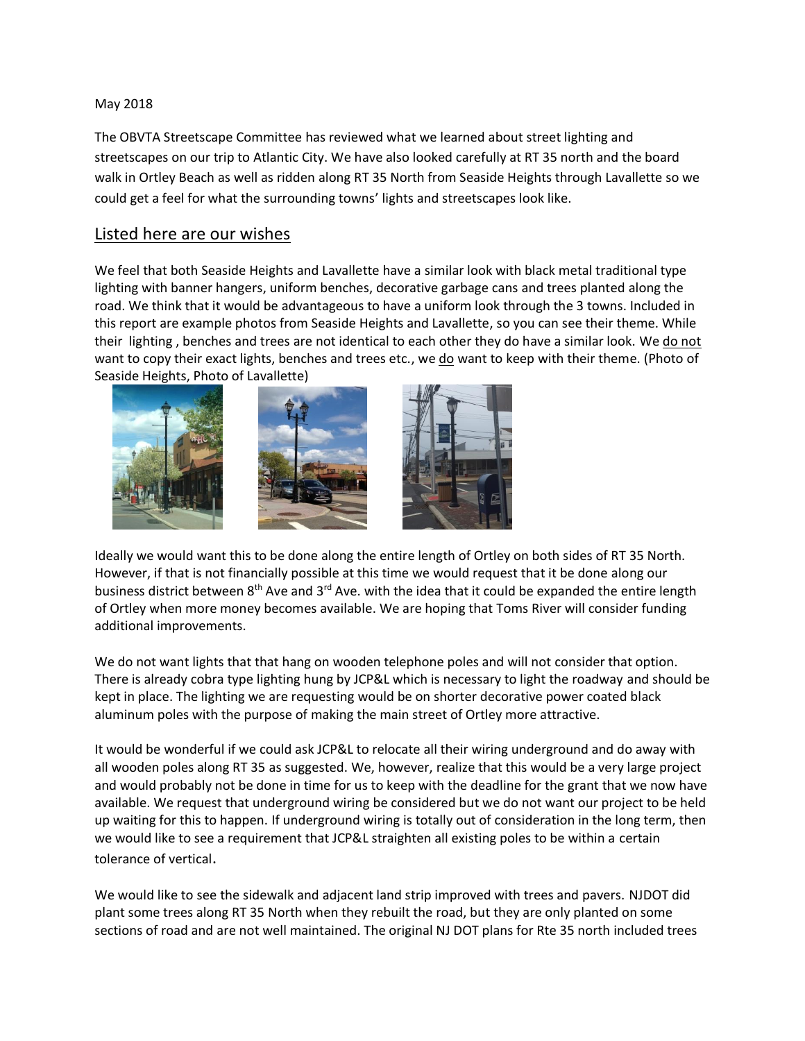May 2018

The OBVTA Streetscape Committee has reviewed what we learned about street lighting and streetscapes on our trip to Atlantic City. We have also looked carefully at RT 35 north and the board walk in Ortley Beach as well as ridden along RT 35 North from Seaside Heights through Lavallette so we could get a feel for what the surrounding towns' lights and streetscapes look like.

## Listed here are our wishes

We feel that both Seaside Heights and Lavallette have a similar look with black metal traditional type lighting with banner hangers, uniform benches, decorative garbage cans and trees planted along the road. We think that it would be advantageous to have a uniform look through the 3 towns. Included in this report are example photos from Seaside Heights and Lavallette, so you can see their theme. While their lighting , benches and trees are not identical to each other they do have a similar look. We do not want to copy their exact lights, benches and trees etc., we do want to keep with their theme. (Photo of Seaside Heights, Photo of Lavallette)

Ideally we would want this to be done along the entire length of Ortley on both sides of RT 35 North. However, if that is not financially possible at this time we would request that it be done along our business district between 8th Ave and 3rd Ave. with the idea that it could be expanded the entire length of Ortley when more money becomes available. We are hoping that Toms River will consider funding additional improvements.

We do not want lights that that hang on wooden telephone poles and will not consider that option. There is already cobra type lighting hung by JCP&L which is necessary to light the roadway and should be kept in place. The lighting we are requesting would be on shorter decorative power coated black aluminum poles with the purpose of making the main street of Ortley more attractive.

It would be wonderful if we could ask JCP&L to relocate all their wiring underground and do away with all wooden poles along RT 35 as suggested. We, however, realize that this would be a very large project and would probably not be done in time for us to keep with the deadline for the grant that we now have available. We request that underground wiring be considered but we do not want our project to be held up waiting for this to happen. If underground wiring is totally out of consideration in the long term, then we would like to see a requirement that JCP&L straighten all existing poles to be within a certain tolerance of vertical.

We would like to see the sidewalk and adjacent land strip improved with trees and pavers. NJDOT did plant some trees along RT 35 North when they rebuilt the road, but they are only planted on some sections of road and are not well maintained. The original NJ DOT plans for Rte 35 north included trees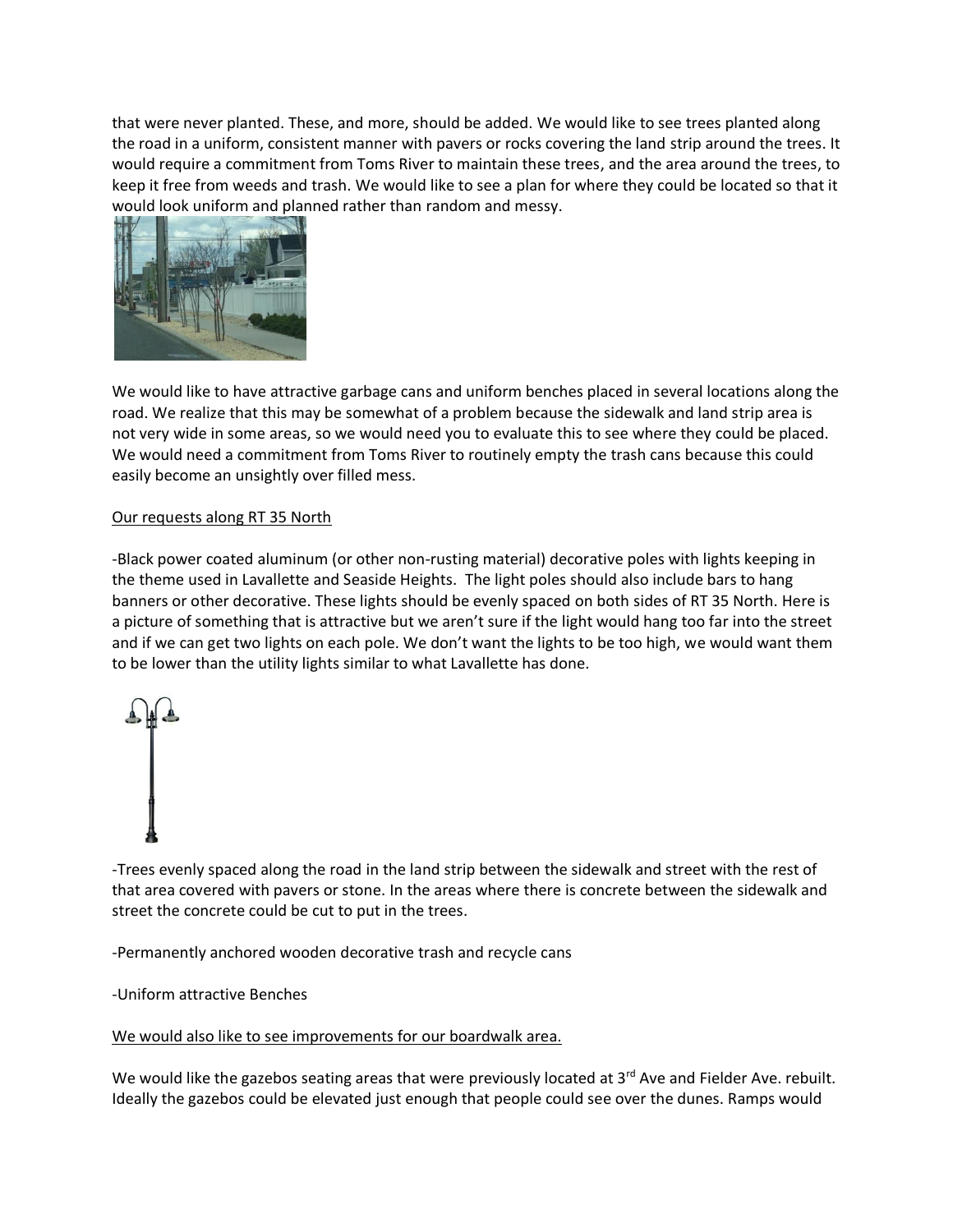that were never planted. These, and more, should be added. We would like to see trees planted along the road in a uniform, consistent manner with pavers or rocks covering the land strip around the trees. It would require a commitment from Toms River to maintain these trees, and the area around the trees, to keep it free from weeds and trash. We would like to see a plan for where they could be located so that it would look uniform and planned rather than random and messy.

We would like to have attractive garbage cans and uniform benches placed in several locations along the road. We realize that this may be somewhat of a problem because the sidewalk and land strip area is not very wide in some areas, so we would need you to evaluate this to see where they could be placed. We would need a commitment from Toms River to routinely empty the trash cans because this could easily become an unsightly over filled mess.

<u>Our requests along RT 35 North</u>

-Black power coated aluminum (or other non-rusting material) decorative poles with lights keeping in the theme used in Lavallette and Seaside Heights. The light poles should also include bars to hang banners or other decorative. These lights should be evenly spaced on both sides of RT 35 North. Here is a picture of something that is attractive but we aren't sure if the light would hang too far into the street and if we can get two lights on each pole. We don't want the lights to be too high, we would want them to be lower than the utility lights similar to what Lavallette has done.

-Trees evenly spaced along the road in the land strip between the sidewalk and street with the rest of that area covered with pavers or stone. In the areas where there is concrete between the sidewalk and street the concrete could be cut to put in the trees.

-Permanently anchored wooden decorative trash and recycle cans

-Uniform attractive Benches

<u>We would also like to see improvements for our boardwalk area.</u>

We would like the gazebos seating areas that were previously located at 3rd Ave and Fielder Ave. rebuilt. Ideally the gazebos could be elevated just enough that people could see over the dunes. Ramps would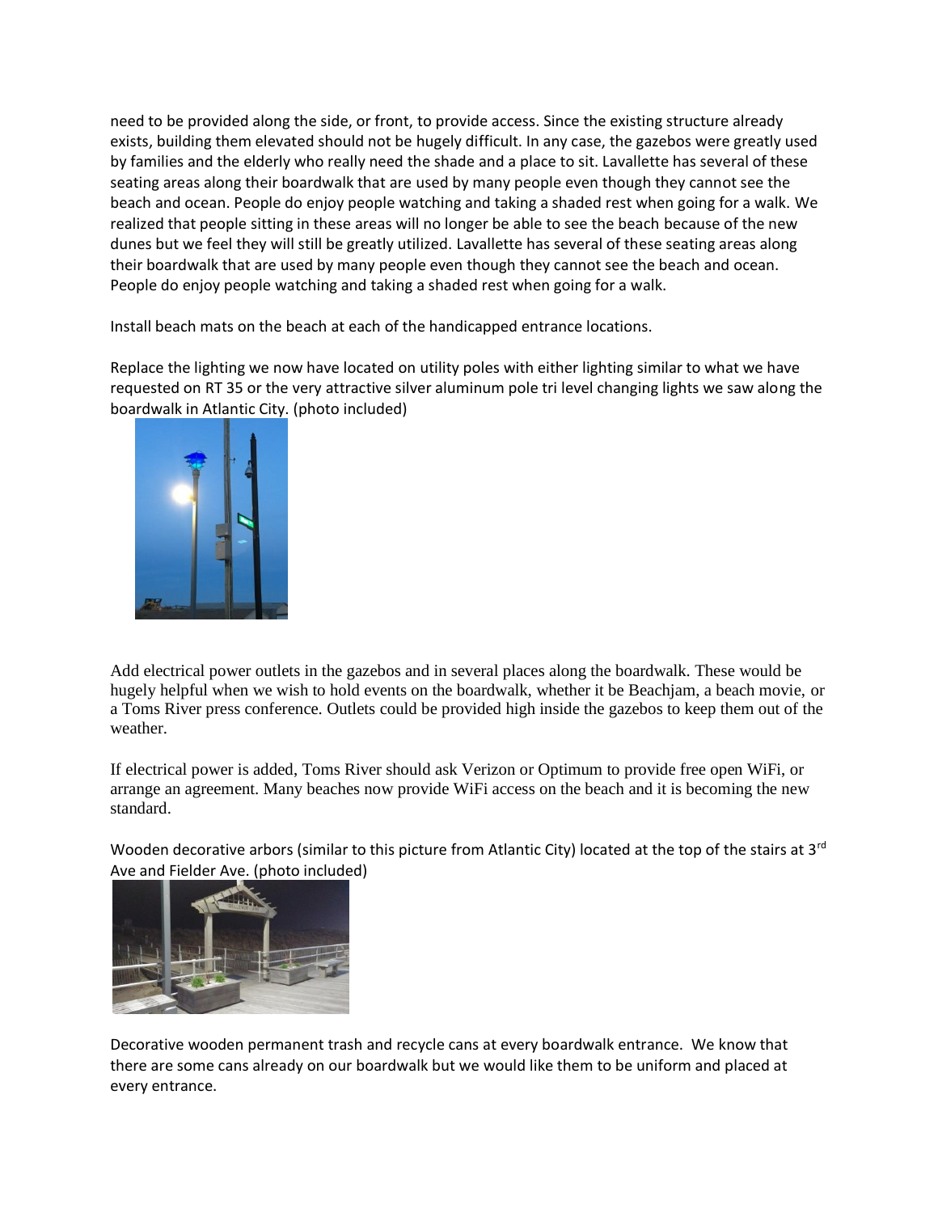need to be provided along the side, or front, to provide access. Since the existing structure already exists, building them elevated should not be hugely difficult. In any case, the gazebos were greatly used by families and the elderly who really need the shade and a place to sit. Lavallette has several of these seating areas along their boardwalk that are used by many people even though they cannot see the beach and ocean. People do enjoy people watching and taking a shaded rest when going for a walk. We realized that people sitting in these areas will no longer be able to see the beach because of the new dunes but we feel they will still be greatly utilized. Lavallette has several of these seating areas along their boardwalk that are used by many people even though they cannot see the beach and ocean. People do enjoy people watching and taking a shaded rest when going for a walk.

Install beach mats on the beach at each of the handicapped entrance locations.

Replace the lighting we now have located on utility poles with either lighting similar to what we have requested on RT 35 or the very attractive silver aluminum pole tri level changing lights we saw along the boardwalk in Atlantic City. (photo included)

Add electrical power outlets in the gazebos and in several places along the boardwalk. These would be hugely helpful when we wish to hold events on the boardwalk, whether it be Beachjam, a beach movie, or a Toms River press conference. Outlets could be provided high inside the gazebos to keep them out of the weather.

If electrical power is added, Toms River should ask Verizon or Optimum to provide free open WiFi, or arrange an agreement. Many beaches now provide WiFi access on the beach and it is becoming the new standard.

Wooden decorative arbors (similar to this picture from Atlantic City) located at the top of the stairs at 3rd Ave and Fielder Ave. (photo included)

Decorative wooden permanent trash and recycle cans at every boardwalk entrance. We know that there are some cans already on our boardwalk but we would like them to be uniform and placed at every entrance.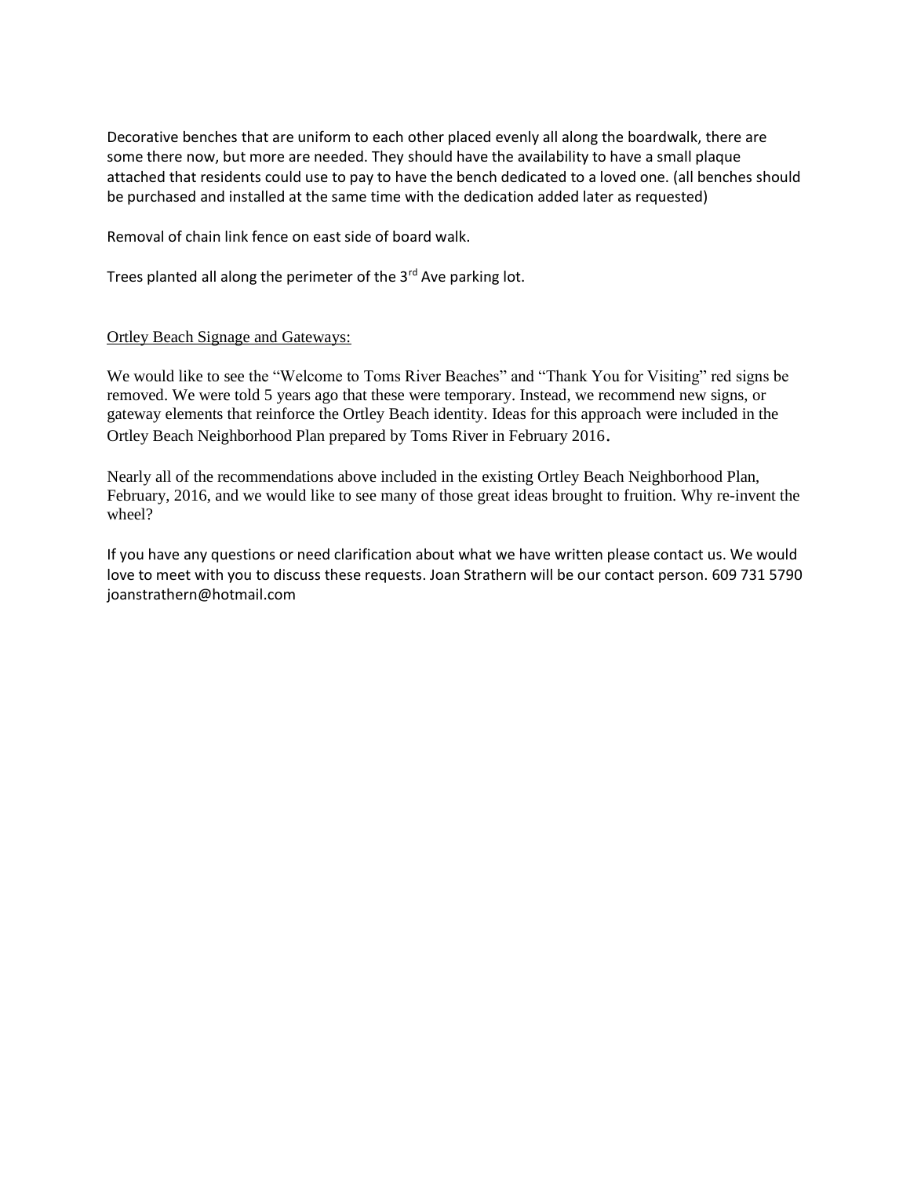Decorative benches that are uniform to each other placed evenly all along the boardwalk, there are some there now, but more are needed. They should have the availability to have a small plaque attached that residents could use to pay to have the bench dedicated to a loved one. (all benches should be purchased and installed at the same time with the dedication added later as requested)

Removal of chain link fence on east side of board walk.

Trees planted all along the perimeter of the 3rd Ave parking lot.

Ortley Beach Signage and Gateways:

We would like to see the "Welcome to Toms River Beaches" and "Thank You for Visiting" red signs be removed. We were told 5 years ago that these were temporary. Instead, we recommend new signs, or gateway elements that reinforce the Ortley Beach identity. Ideas for this approach were included in the Ortley Beach Neighborhood Plan prepared by Toms River in February 2016.

Nearly all of the recommendations above included in the existing Ortley Beach Neighborhood Plan, February, 2016, and we would like to see many of those great ideas brought to fruition. Why re-invent the wheel?

If you have any questions or need clarification about what we have written please contact us. We would love to meet with you to discuss these requests. Joan Strathern will be our contact person. 609 731 5790 joanstrathern@hotmail.com